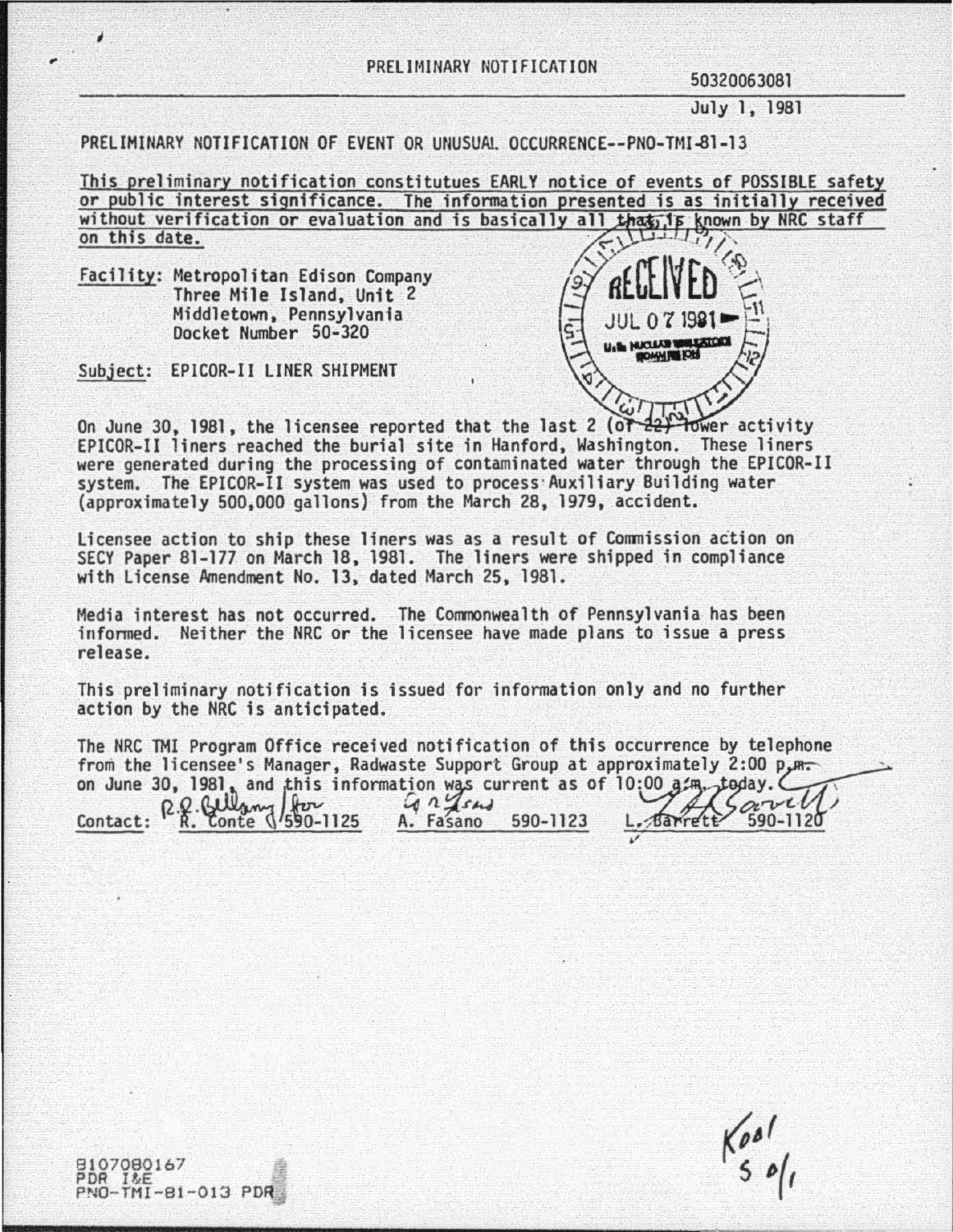PRELIMINARY NOTIFICATION

50320063081

July 1, 1981

PRELIMINARY NOTIFICATION OF EVENT OR UNUSUAL OCCURRENCE--PNO-TMI-81-13

This preliminary notification constitutues EARLY notice of events of POSSIBLE safety or public interest significance. The information presented is as initially received without verification or evaluation and is basically all that is known by NRC staff on this date.

Facility: Metropolitan Edison Company
Three Mile Island, Unit 2
Middletown, Pennsylvania
Docket Number 50-320

RECEIVED
JUL 07 1981
U.S. NUCLEAR REGULATORY COMMISSION

Subject: EPICOR-II LINER SHIPMENT

On June 30, 1981, the licensee reported that the last 2 (of 22) lower activity EPICOR-II liners reached the burial site in Hanford, Washington. These liners were generated during the processing of contaminated water through the EPICOR-II system. The EPICOR-II system was used to process Auxiliary Building water (approximately 500,000 gallons) from the March 28, 1979, accident.

Licensee action to ship these liners was as a result of Commission action on SECY Paper 81-177 on March 18, 1981. The liners were shipped in compliance with License Amendment No. 13, dated March 25, 1981.

Media interest has not occurred. The Commonwealth of Pennsylvania has been informed. Neither the NRC or the licensee have made plans to issue a press release.

This preliminary notification is issued for information only and no further action by the NRC is anticipated.

The NRC TMI Program Office received notification of this occurrence by telephone from the licensee's Manager, Radwaste Support Group at approximately 2:00 p.m. on June 30, 1981, and this information was current as of 10:00 a.m. today.

Contact: R. Conte 590-1125 &nbsp;&nbsp; A. Fasano 590-1123 &nbsp;&nbsp; L. Barrett 590-1120

8107080167
PDR I&E
PNO-TMI-81-013 PDR

K001
S 0/1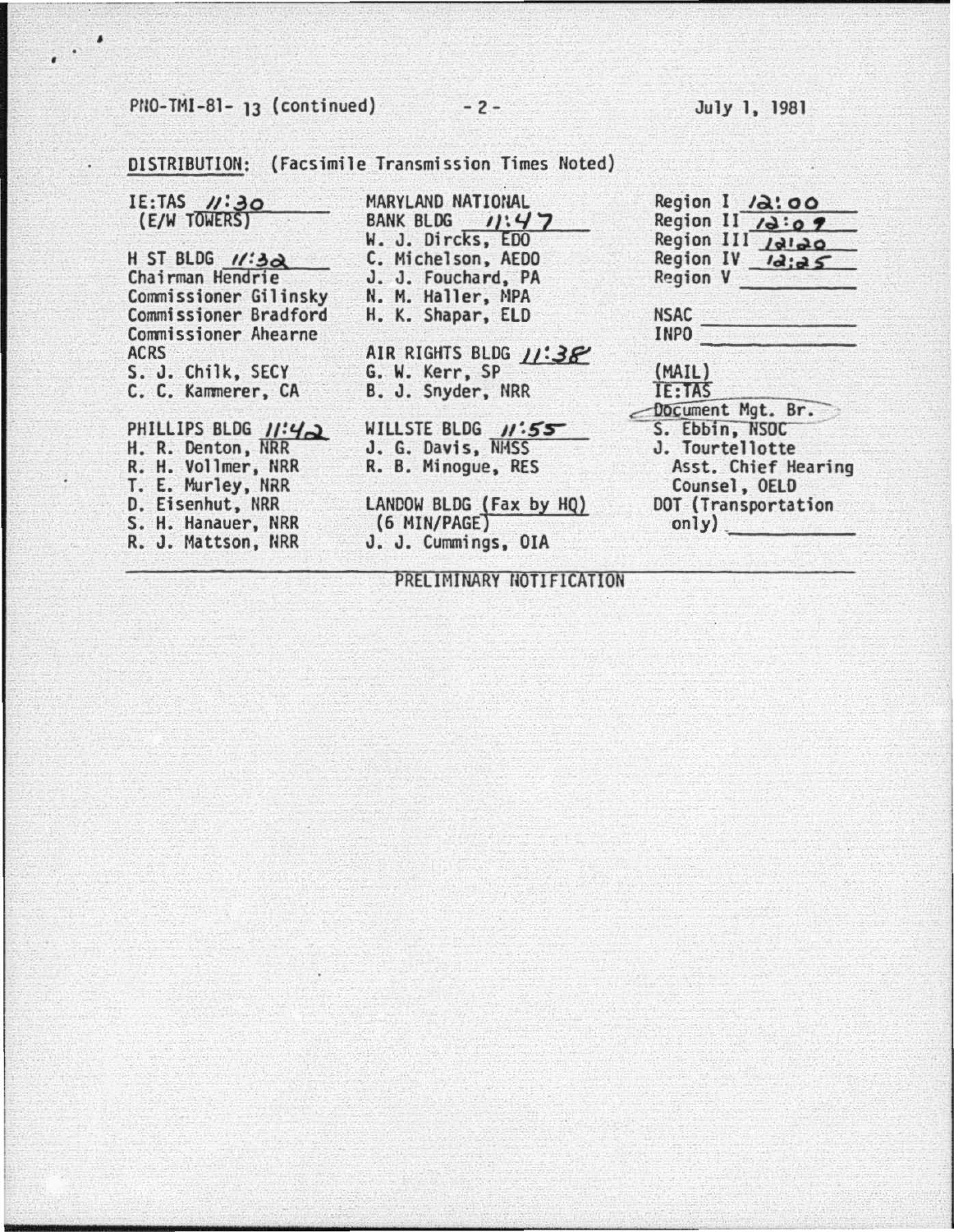PNO-TMI-81- 13 (continued)

DISTRIBUTION: (Facsimile Transmission Times Noted)

IE:TAS 11:30
(E/W TOWERS)

H ST BLDG 11:32
Chairman Hendrie
Commissioner Gilinsky
Commissioner Bradford
Commissioner Ahearne
ACRS
S. J. Chilk, SECY
C. C. Kammerer, CA

PHILLIPS BLDG 11:42
H. R. Denton, NRR
R. H. Vollmer, NRR
T. E. Murley, NRR
D. Eisenhut, NRR
S. H. Hanauer, NRR
R. J. Mattson, NRR

MARYLAND NATIONAL BANK BLDG 11:47
W. J. Dircks, EDO
C. Michelson, AEDO
J. J. Fouchard, PA
N. M. Haller, MPA
H. K. Shapar, ELD

AIR RIGHTS BLDG 11:38
G. W. Kerr, SP
B. J. Snyder, NRR

WILLSTE BLDG 11:55
J. G. Davis, NMSS
R. B. Minogue, RES

LANDOW BLDG (Fax by HQ)
(6 MIN/PAGE)
J. J. Cummings, OIA

Region I 12:00
Region II 12:09
Region III 12:20
Region IV 12:25
Region V

NSAC
INPO

(MAIL)
IE:TAS
Document Mgt. Br.
S. Ebbin, NSOC
J. Tourtellotte
Asst. Chief Hearing Counsel, OELD
DOT (Transportation only)

PRELIMINARY NOTIFICATION